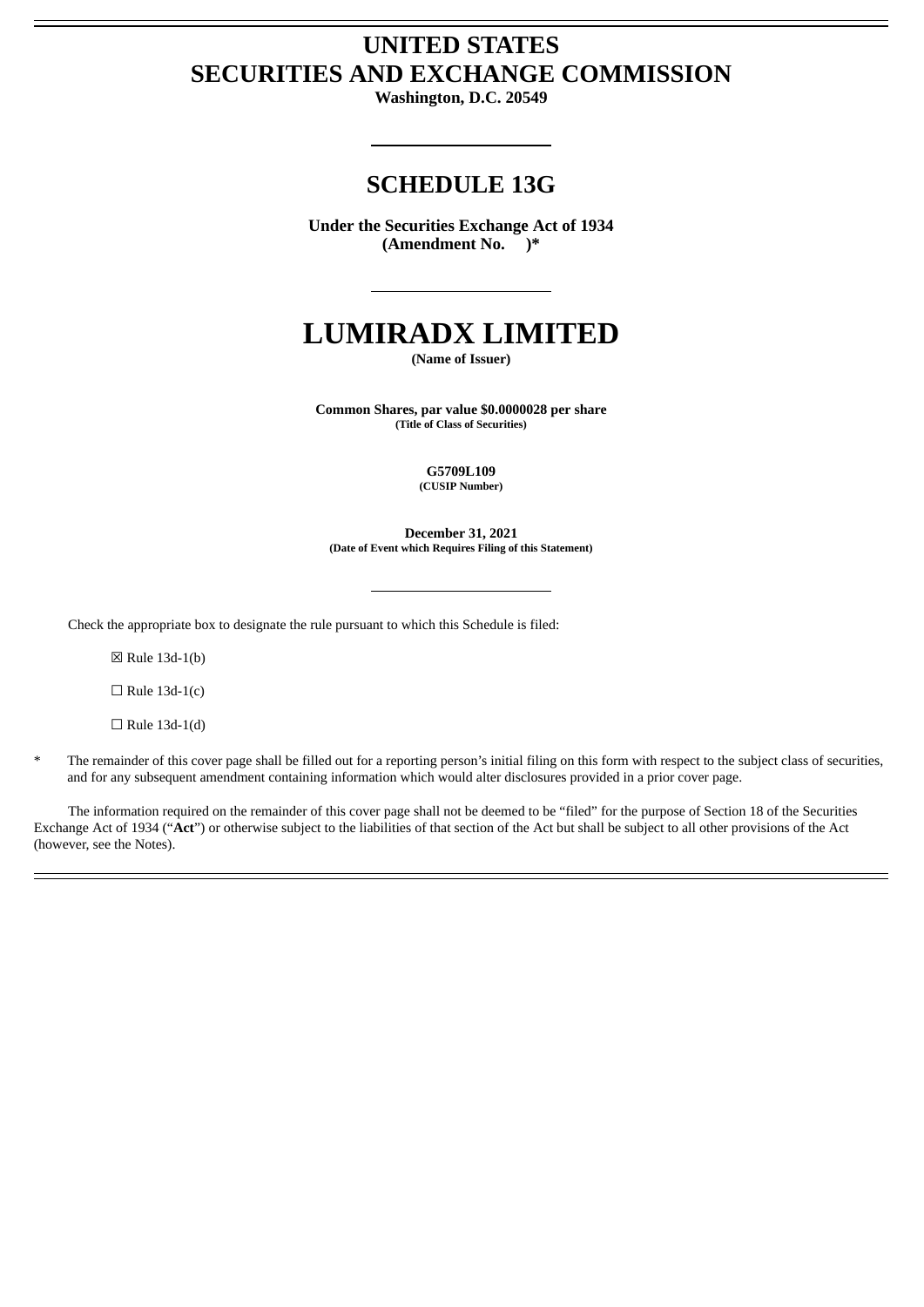# UNITED STATES
# SECURITIES AND EXCHANGE COMMISSION

**Washington, D.C. 20549**

---

## SCHEDULE 13G

**Under the Securities Exchange Act of 1934**
**(Amendment No. )***

---

# LUMIRADX LIMITED

**(Name of Issuer)**

**Common Shares, par value $0.0000028 per share**
**(Title of Class of Securities)**

**G5709L109**
**(CUSIP Number)**

**December 31, 2021**
**(Date of Event which Requires Filing of this Statement)**

---

Check the appropriate box to designate the rule pursuant to which this Schedule is filed:

☒ Rule 13d-1(b)

☐ Rule 13d-1(c)

☐ Rule 13d-1(d)

\* The remainder of this cover page shall be filled out for a reporting person's initial filing on this form with respect to the subject class of securities, and for any subsequent amendment containing information which would alter disclosures provided in a prior cover page.

The information required on the remainder of this cover page shall not be deemed to be "filed" for the purpose of Section 18 of the Securities Exchange Act of 1934 ("**Act**") or otherwise subject to the liabilities of that section of the Act but shall be subject to all other provisions of the Act (however, see the Notes).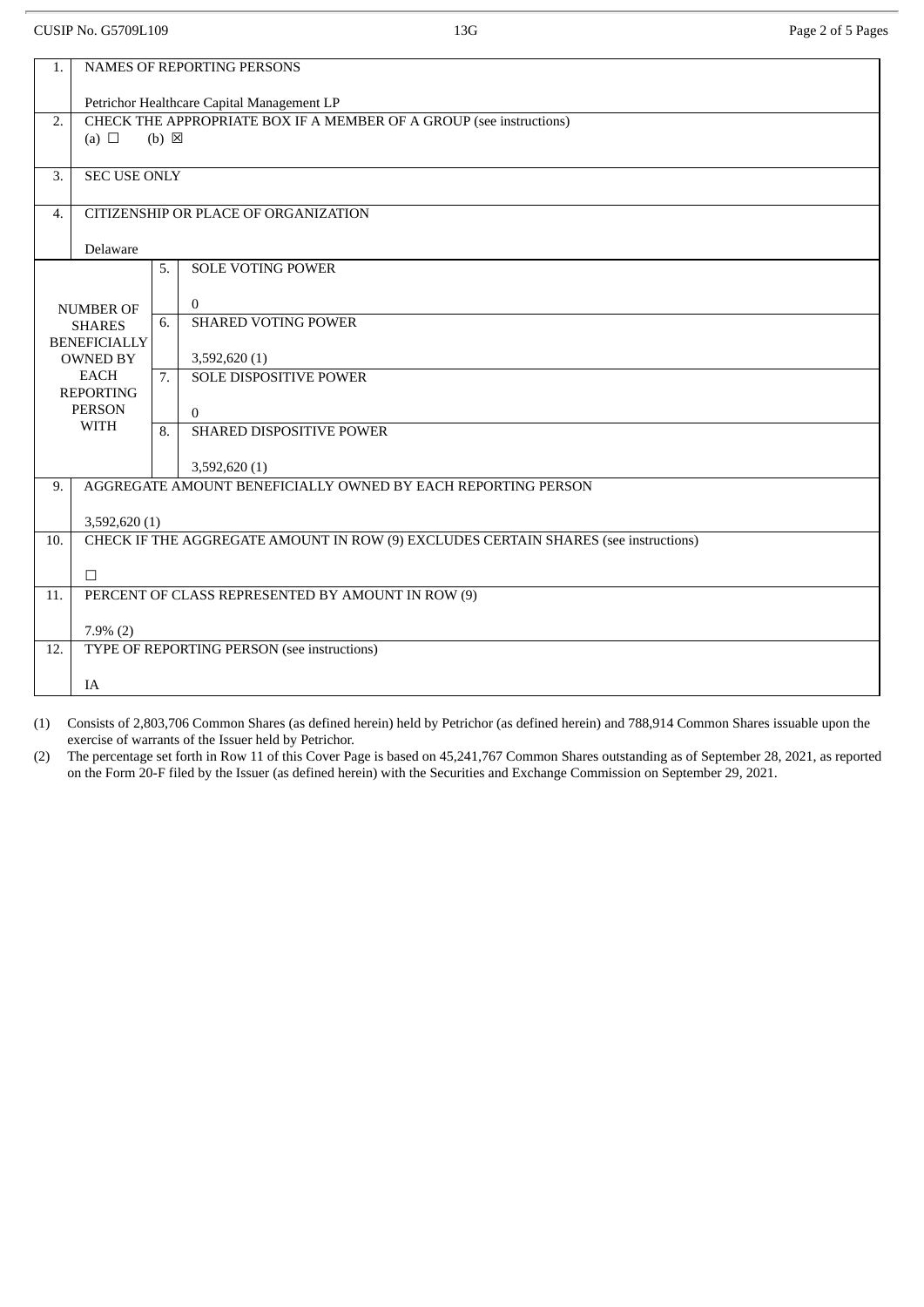CUSIP No. G5709L109

| 1. | NAMES OF REPORTING PERSONS<br><br>Petrichor Healthcare Capital Management LP | | |
|---|---|---|---|
| 2. | CHECK THE APPROPRIATE BOX IF A MEMBER OF A GROUP (see instructions)<br>(a) ☐ (b) ☒ | | |
| 3. | SEC USE ONLY | | |
| 4. | CITIZENSHIP OR PLACE OF ORGANIZATION<br><br>Delaware | | |
| NUMBER OF SHARES BENEFICIALLY OWNED BY EACH REPORTING PERSON WITH | | 5. | SOLE VOTING POWER<br><br>0 |
| | | 6. | SHARED VOTING POWER<br><br>3,592,620 (1) |
| | | 7. | SOLE DISPOSITIVE POWER<br><br>0 |
| | | 8. | SHARED DISPOSITIVE POWER<br><br>3,592,620 (1) |
| 9. | AGGREGATE AMOUNT BENEFICIALLY OWNED BY EACH REPORTING PERSON<br><br>3,592,620 (1) | | |
| 10. | CHECK IF THE AGGREGATE AMOUNT IN ROW (9) EXCLUDES CERTAIN SHARES (see instructions)<br><br>☐ | | |
| 11. | PERCENT OF CLASS REPRESENTED BY AMOUNT IN ROW (9)<br><br>7.9% (2) | | |
| 12. | TYPE OF REPORTING PERSON (see instructions)<br><br>IA | | |

(1) Consists of 2,803,706 Common Shares (as defined herein) held by Petrichor (as defined herein) and 788,914 Common Shares issuable upon the exercise of warrants of the Issuer held by Petrichor.

(2) The percentage set forth in Row 11 of this Cover Page is based on 45,241,767 Common Shares outstanding as of September 28, 2021, as reported on the Form 20-F filed by the Issuer (as defined herein) with the Securities and Exchange Commission on September 29, 2021.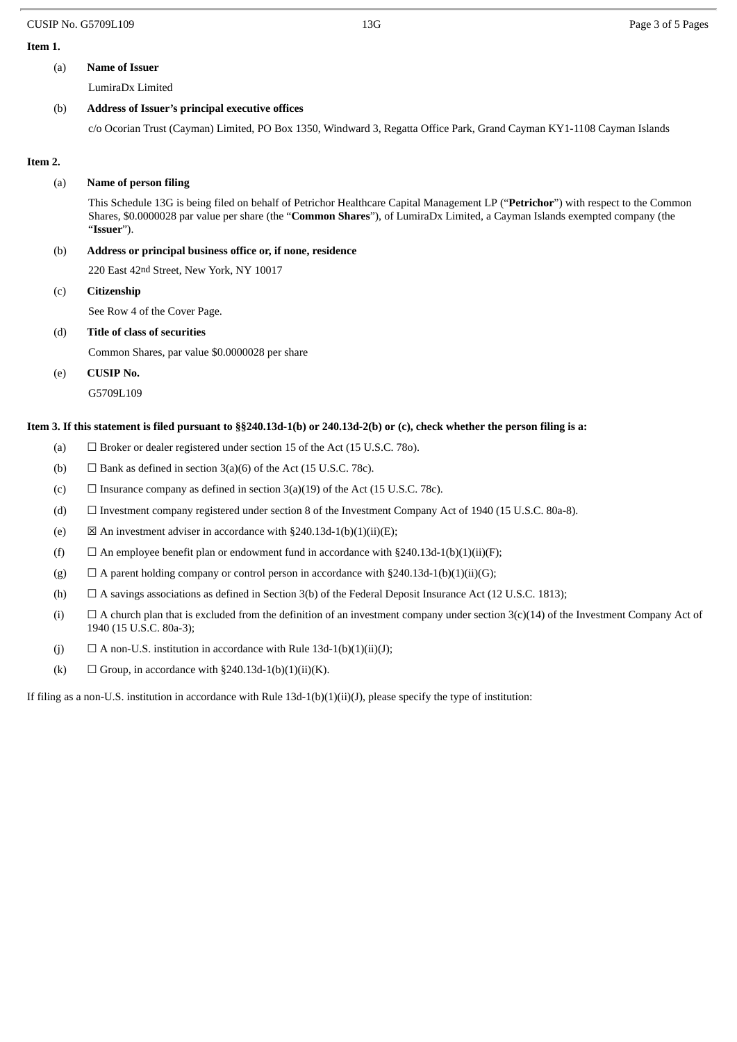**Item 1.**

(a) **Name of Issuer**

LumiraDx Limited

(b) **Address of Issuer's principal executive offices**

c/o Ocorian Trust (Cayman) Limited, PO Box 1350, Windward 3, Regatta Office Park, Grand Cayman KY1-1108 Cayman Islands

**Item 2.**

(a) **Name of person filing**

This Schedule 13G is being filed on behalf of Petrichor Healthcare Capital Management LP ("**Petrichor**") with respect to the Common Shares, $0.0000028 par value per share (the "**Common Shares**"), of LumiraDx Limited, a Cayman Islands exempted company (the "**Issuer**").

(b) **Address or principal business office or, if none, residence**

220 East 42nd Street, New York, NY 10017

(c) **Citizenship**

See Row 4 of the Cover Page.

(d) **Title of class of securities**

Common Shares, par value $0.0000028 per share

(e) **CUSIP No.**

G5709L109

**Item 3. If this statement is filed pursuant to §§240.13d-1(b) or 240.13d-2(b) or (c), check whether the person filing is a:**

(a) ☐ Broker or dealer registered under section 15 of the Act (15 U.S.C. 78o).

(b) ☐ Bank as defined in section 3(a)(6) of the Act (15 U.S.C. 78c).

(c) ☐ Insurance company as defined in section 3(a)(19) of the Act (15 U.S.C. 78c).

(d) ☐ Investment company registered under section 8 of the Investment Company Act of 1940 (15 U.S.C. 80a-8).

(e) ☒ An investment adviser in accordance with §240.13d-1(b)(1)(ii)(E);

(f) ☐ An employee benefit plan or endowment fund in accordance with §240.13d-1(b)(1)(ii)(F);

(g) ☐ A parent holding company or control person in accordance with §240.13d-1(b)(1)(ii)(G);

(h) ☐ A savings associations as defined in Section 3(b) of the Federal Deposit Insurance Act (12 U.S.C. 1813);

(i) ☐ A church plan that is excluded from the definition of an investment company under section 3(c)(14) of the Investment Company Act of 1940 (15 U.S.C. 80a-3);

(j) ☐ A non-U.S. institution in accordance with Rule 13d-1(b)(1)(ii)(J);

(k) ☐ Group, in accordance with §240.13d-1(b)(1)(ii)(K).

If filing as a non-U.S. institution in accordance with Rule 13d-1(b)(1)(ii)(J), please specify the type of institution: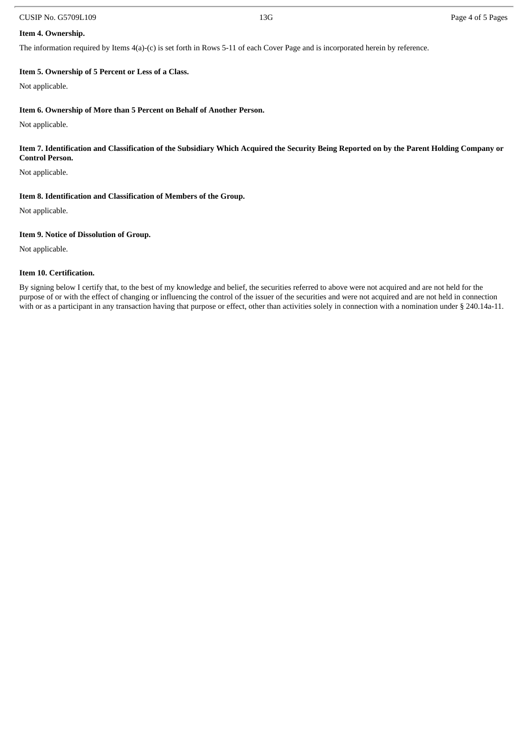**Item 4. Ownership.**

The information required by Items 4(a)-(c) is set forth in Rows 5-11 of each Cover Page and is incorporated herein by reference.

**Item 5. Ownership of 5 Percent or Less of a Class.**

Not applicable.

**Item 6. Ownership of More than 5 Percent on Behalf of Another Person.**

Not applicable.

**Item 7. Identification and Classification of the Subsidiary Which Acquired the Security Being Reported on by the Parent Holding Company or Control Person.**

Not applicable.

**Item 8. Identification and Classification of Members of the Group.**

Not applicable.

**Item 9. Notice of Dissolution of Group.**

Not applicable.

**Item 10. Certification.**

By signing below I certify that, to the best of my knowledge and belief, the securities referred to above were not acquired and are not held for the purpose of or with the effect of changing or influencing the control of the issuer of the securities and were not acquired and are not held in connection with or as a participant in any transaction having that purpose or effect, other than activities solely in connection with a nomination under § 240.14a-11.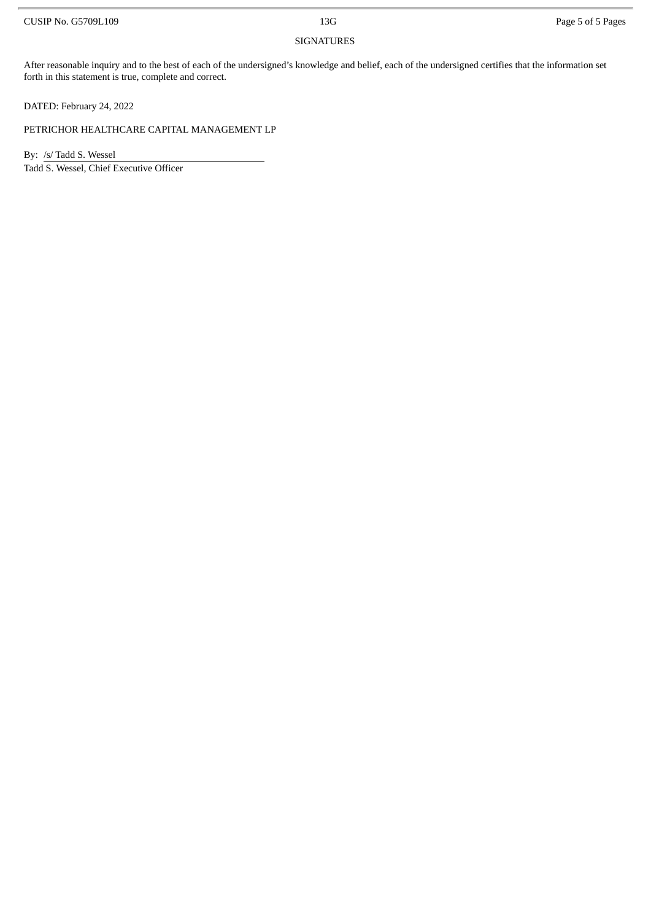## SIGNATURES

After reasonable inquiry and to the best of each of the undersigned's knowledge and belief, each of the undersigned certifies that the information set forth in this statement is true, complete and correct.

DATED: February 24, 2022

PETRICHOR HEALTHCARE CAPITAL MANAGEMENT LP

By: /s/ Tadd S. Wessel

Tadd S. Wessel, Chief Executive Officer